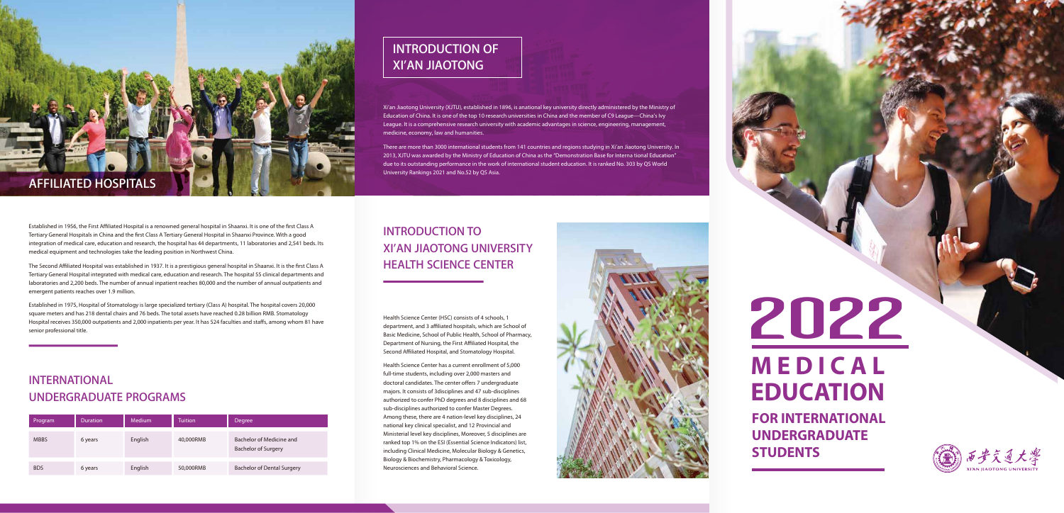# 2022 MEDICAL EDUCATION

## FOR INTERNATIONAL UNDERGRADUATE STUDENTS

## INTRODUCTION OF XI'AN JIAOTONG

Xi'an Jiaotong University (XJTU), established in 1896, is anational key university directly administered by the Ministry of Education of China. It is one of the top 10 research universities in China and the member of C9 League—China's Ivy League. It is a comprehensive research university with academic advantages in science, engineering, management, medicine, economy, law and humanities.

There are more than 3000 international students from 141 countries and regions studying in Xi'an Jiaotong University. In 2013, XJTU was awarded by the Ministry of Education of China as the "Demonstration Base for Interna tional Education" due to its outstanding performance in the work of international student education. It is ranked No. 303 by QS World University Rankings 2021 and No.52 by QS Asia.

## INTRODUCTION TO XI'AN JIAOTONG UNIVERSITY HEALTH SCIENCE CENTER

Health Science Center (HSC) consists of 4 schools, 1 department, and 3 affiliated hospitals, which are School of Basic Medicine, School of Public Health, School of Pharmacy, Department of Nursing, the First Affiliated Hospital, the Second Affiliated Hospital, and Stomatology Hospital.

Health Science Center has a current enrollment of 5,000 full-time students, including over 2,000 masters and doctoral candidates. The center offers 7 undergraduate majors. It consists of 3disciplines and 47 sub-disciplines authorized to confer PhD degrees and 8 disciplines and 68 sub-disciplines authorized to confer Master Degrees. Among these, there are 4 nation-level key disciplines, 24 national key clinical specialist, and 12 Provincial and Ministerial level key disciplines, Moreover, 5 disciplines are ranked top 1% on the ESI (Essential Science Indicators) list, including Clinical Medicine, Molecular Biology & Genetics, Biology & Biochemistry, Pharmacology & Toxicology, Neurosciences and Behavioral Science.

## AFFILIATED HOSPITALS

Established in 1956, the First Affiliated Hospital is a renowned general hospital in Shaanxi. It is one of the first Class A Tertiary General Hospitals in China and the first Class A Tertiary General Hospital in Shaanxi Province. With a good integration of medical care, education and research, the hospital has 44 departments, 11 laboratories and 2,541 beds. Its medical equipment and technologies take the leading position in Northwest China.

The Second Affiliated Hospital was established in 1937. It is a prestigious general hospital in Shaanxi. It is the first Class A Tertiary General Hospital integrated with medical care, education and research. The hospital 55 clinical departments and laboratories and 2,200 beds. The number of annual inpatient reaches 80,000 and the number of annual outpatients and emergent patients reaches over 1.9 million.

Established in 1975, Hospital of Stomatology is large specialized tertiary (Class A) hospital. The hospital covers 20,000 square meters and has 218 dental chairs and 76 beds. The total assets have reached 0.28 billion RMB. Stomatology Hospital receives 350,000 outpatients and 2,000 inpatients per year. It has 524 faculties and staffs, among whom 81 have senior professional title.

## INTERNATIONAL UNDERGRADUATE PROGRAMS

| Program | Duration | Medium | Tuition | Degree |
|---|---|---|---|---|
| MBBS | 6 years | English | 40,000RMB | Bachelor of Medicine and Bachelor of Surgery |
| BDS | 6 years | English | 50,000RMB | Bachelor of Dental Surgery |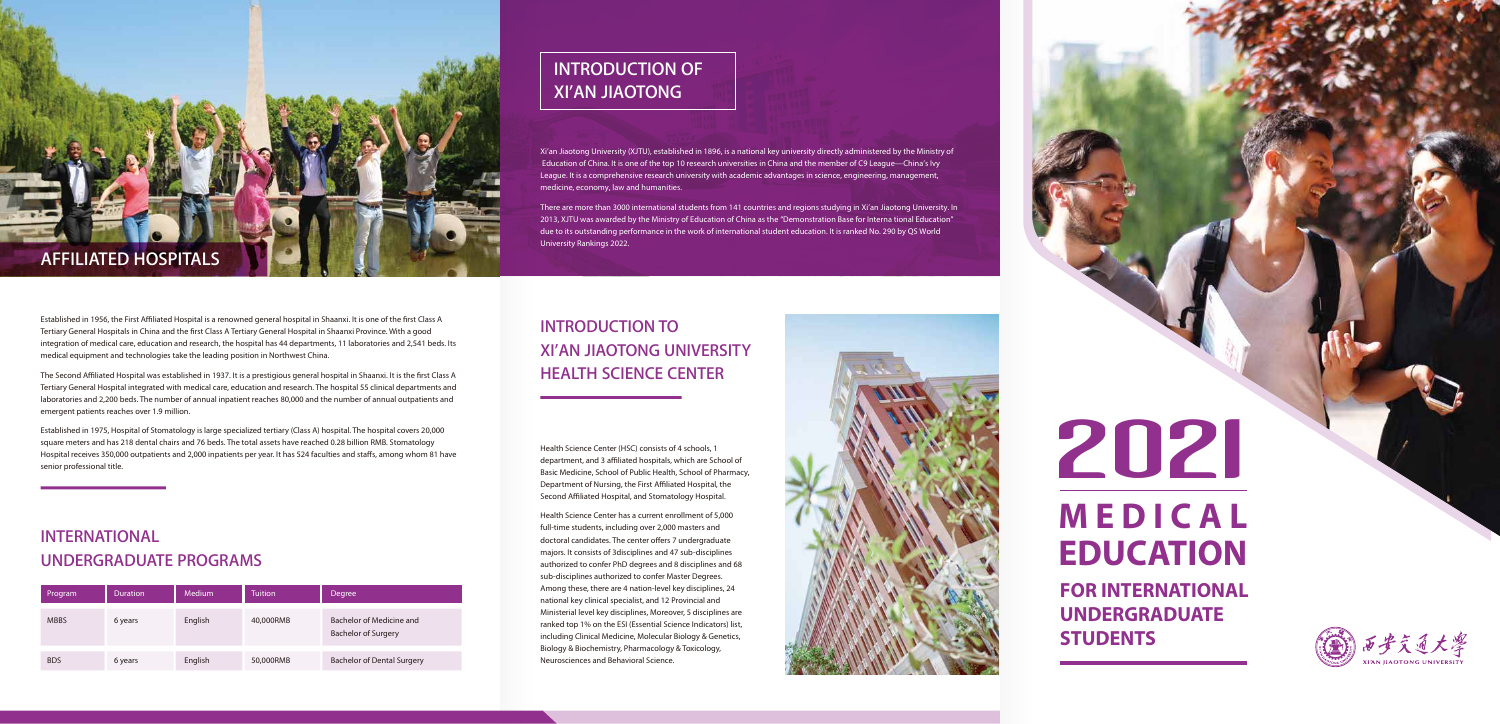## AFFILIATED HOSPITALS

Established in 1956, the First Affiliated Hospital is a renowned general hospital in Shaanxi. It is one of the first Class A Tertiary General Hospitals in China and the first Class A Tertiary General Hospital in Shaanxi Province. With a good integration of medical care, education and research, the hospital has 44 departments, 11 laboratories and 2,541 beds. Its medical equipment and technologies take the leading position in Northwest China.

The Second Affiliated Hospital was established in 1937. It is a prestigious general hospital in Shaanxi. It is the first Class A Tertiary General Hospital integrated with medical care, education and research. The hospital 55 clinical departments and laboratories and 2,200 beds. The number of annual inpatient reaches 80,000 and the number of annual outpatients and emergent patients reaches over 1.9 million.

Established in 1975, Hospital of Stomatology is large specialized tertiary (Class A) hospital. The hospital covers 20,000 square meters and has 218 dental chairs and 76 beds. The total assets have reached 0.28 billion RMB. Stomatology Hospital receives 350,000 outpatients and 2,000 inpatients per year. It has 524 faculties and staffs, among whom 81 have senior professional title.

## INTERNATIONAL UNDERGRADUATE PROGRAMS

| Program | Duration | Medium | Tuition | Degree |
|---|---|---|---|---|
| MBBS | 6 years | English | 40,000RMB | Bachelor of Medicine and Bachelor of Surgery |
| BDS | 6 years | English | 50,000RMB | Bachelor of Dental Surgery |

## INTRODUCTION OF XI'AN JIAOTONG

Xi'an Jiaotong University (XJTU), established in 1896, is a national key university directly administered by the Ministry of Education of China. It is one of the top 10 research universities in China and the member of C9 League—China's Ivy League. It is a comprehensive research university with academic advantages in science, engineering, management, medicine, economy, law and humanities.

There are more than 3000 international students from 141 countries and regions studying in Xi'an Jiaotong University. In 2013, XJTU was awarded by the Ministry of Education of China as the "Demonstration Base for Interna tional Education" due to its outstanding performance in the work of international student education. It is ranked No. 290 by QS World University Rankings 2022.

## INTRODUCTION TO XI'AN JIAOTONG UNIVERSITY HEALTH SCIENCE CENTER

Health Science Center (HSC) consists of 4 schools, 1 department, and 3 affiliated hospitals, which are School of Basic Medicine, School of Public Health, School of Pharmacy, Department of Nursing, the First Affiliated Hospital, the Second Affiliated Hospital, and Stomatology Hospital.

Health Science Center has a current enrollment of 5,000 full-time students, including over 2,000 masters and doctoral candidates. The center offers 7 undergraduate majors. It consists of 3disciplines and 47 sub-disciplines authorized to confer PhD degrees and 8 disciplines and 68 sub-disciplines authorized to confer Master Degrees. Among these, there are 4 nation-level key disciplines, 24 national key clinical specialist, and 12 Provincial and Ministerial level key disciplines, Moreover, 5 disciplines are ranked top 1% on the ESI (Essential Science Indicators) list, including Clinical Medicine, Molecular Biology & Genetics, Biology & Biochemistry, Pharmacology & Toxicology, Neurosciences and Behavioral Science.

# 2021 MEDICAL EDUCATION

## FOR INTERNATIONAL UNDERGRADUATE STUDENTS

西安交通大学
XI'AN JIAOTONG UNIVERSITY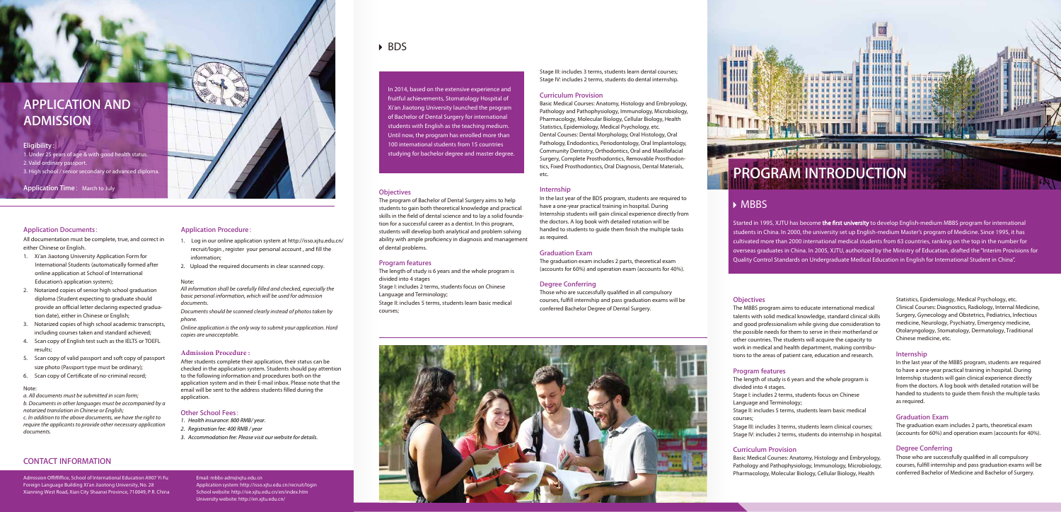# APPLICATION AND ADMISSION

**Eligibility**:

1. Under 25 years of age & with good health status.
2. Valid ordinary passport.
3. High school / senior secondary or advanced diploma.

**Application Time**: March to July

### Application Documents:

All documentation must be complete, true, and correct in either Chinese or English.

1. Xi'an Jiaotong University Application Form for International Students (automatically formed after online application at School of International Education's application system);
2. Notarized copies of senior high school graduation diploma (Student expecting to graduate should provide an official letter declaring expected graduation date), either in Chinese or English;
3. Notarized copies of high school academic transcripts, including courses taken and standard achieved;
4. Scan copy of English test such as the IELTS or TOEFL results;
5. Scan copy of valid passport and soft copy of passport size photo (Passport type must be ordinary);
6. Scan copy of Certificate of no-criminal record;

Note:

*a. All documents must be submitted in scan form;*

*b. Documents in other languages must be accompanied by a notarized translation in Chinese or English;*

*c. In addition to the above documents, we have the right to require the applicants to provide other necessary application documents.*

### Application Procedure:

1. Log in our online application system at http://isso.xjtu.edu.cn/recruit/login , register your personal account , and fill the information;
2. Upload the required documents in clear scanned copy.

Note:

*All information shall be carefully filled and checked, especially the basic personal information, which will be used for admission documents.*

*Documents should be scanned clearly instead of photos taken by phone.*

*Online application is the only way to submit your application. Hard copies are unacceptable.*

### Admission Procedure:

After students complete their application, their status can be checked in the application system. Students should pay attention to the following information and procedures both on the application system and in their E-mail inbox. Please note that the email will be sent to the address students filled during the application.

### Other School Fees:

*1. Health insurance: 800 RMB/ year.*

*2. Registration fee: 400 RMB / year*

*3. Accommodation fee: Please visit our website for details.*

## CONTACT INFORMATION

Admission Offiffiffice, School of International Education A907 Yi Fu Foreign Language Building Xi'an Jiaotong University, No. 28 Xianning West Road, Xian City Shaanxi Province, 710049, P.R. China

Email: mbbs-adm@xjtu.edu.cn
Application system: http://isso.xjtu.edu.cn/recruit/login
School website: http://sie.xjtu.edu.cn/en/index.htm
University website: http://en.xjtu.edu.cn/

## BDS

In 2014, based on the extensive experience and fruitful achievements, Stomatology Hospital of Xi'an Jiaotong University launched the program of Bachelor of Dental Surgery for international students with English as the teaching medium. Until now, the program has enrolled more than 100 international students from 15 countries studying for bachelor degree and master degree.

### Objectives

The program of Bachelor of Dental Surgery aims to help students to gain both theoretical knowledge and practical skills in the field of dental science and to lay a solid foundation for a successful career as a dentist. In this program, students will develop both analytical and problem solving ability with ample proficiency in diagnosis and management of dental problems.

### Program features

The length of study is 6 years and the whole program is divided into 4 stages

Stage I: includes 2 terms, students focus on Chinese Language and Terminology;

Stage II: includes 5 terms, students learn basic medical courses;

Stage III: includes 3 terms, students learn dental courses;

Stage IV: includes 2 terms, students do dental internship.

### Curriculum Provision

Basic Medical Courses: Anatomy, Histology and Embryology, Pathology and Pathophysiology, Immunology, Microbiology, Pharmacology, Molecular Biology, Cellular Biology, Health Statistics, Epidemiology, Medical Psychology, etc.

Dental Courses: Dental Morphology, Oral Histology, Oral Pathology, Endodontics, Periodontology, Oral Implantology, Community Dentistry, Orthodontics, Oral and Maxillofacial Surgery, Complete Prosthodontics, Removable Prosthodontics, Fixed Prosthodontics, Oral Diagnosis, Dental Materials, etc.

### Internship

In the last year of the BDS program, students are required to have a one-year practical training in hospital. During Internship students will gain clinical experience directly from the doctors. A log book with detailed rotation will be handed to students to guide them finish the multiple tasks as required.

### Graduation Exam

The graduation exam includes 2 parts, theoretical exam (accounts for 60%) and operation exam (accounts for 40%).

### Degree Conferring

Those who are successfully qualified in all compulsory courses, fulfill internship and pass graduation exams will be conferred Bachelor Degree of Dental Surgery.

# PROGRAM INTRODUCTION

## MBBS

Started in 1995, XJTU has become **the first university** to develop English-medium MBBS program for international students in China. In 2000, the university set up English-medium Master's program of Medicine. Since 1995, it has cultivated more than 2000 international medical students from 63 countries, ranking on the top in the number for overseas graduates in China. In 2005, XJTU, authorized by the Ministry of Education, drafted the "Interim Provisions for Quality Control Standards on Undergraduate Medical Education in English for International Student in China".

### Objectives

The MBBS program aims to educate international medical talents with solid medical knowledge, standard clinical skills and good professionalism while giving due consideration to the possible needs for them to serve in their motherland or other countries. The students will acquire the capacity to work in medical and health department, making contributions to the areas of patient care, education and research.

### Program features

The length of study is 6 years and the whole program is divided into 4 stages.

Stage I: includes 2 terms, students focus on Chinese Language and Terminology;

Stage II: includes 5 terms, students learn basic medical courses;

Stage III: includes 3 terms, students learn clinical courses;

Stage IV: includes 2 terms, students do internship in hospital.

### Curriculum Provision

Basic Medical Courses: Anatomy, Histology and Embryology, Pathology and Pathophysiology, Immunology, Microbiology, Pharmacology, Molecular Biology, Cellular Biology, Health Statistics, Epidemiology, Medical Psychology, etc.

Clinical Courses: Diagnostics, Radiology, Internal Medicine, Surgery, Gynecology and Obstetrics, Pediatrics, Infectious medicine, Neurology, Psychiatry, Emergency medicine, Otolaryngology, Stomatology, Dermatology, Traditional Chinese medicine, etc.

### Internship

In the last year of the MBBS program, students are required to have a one-year practical training in hospital. During Internship students will gain clinical experience directly from the doctors. A log book with detailed rotation will be handed to students to guide them finish the multiple tasks as required.

### Graduation Exam

The graduation exam includes 2 parts, theoretical exam (accounts for 60%) and operation exam (accounts for 40%).

### Degree Conferring

Those who are successfully qualified in all compulsory courses, fulfill internship and pass graduation exams will be conferred Bachelor of Medicine and Bachelor of Surgery.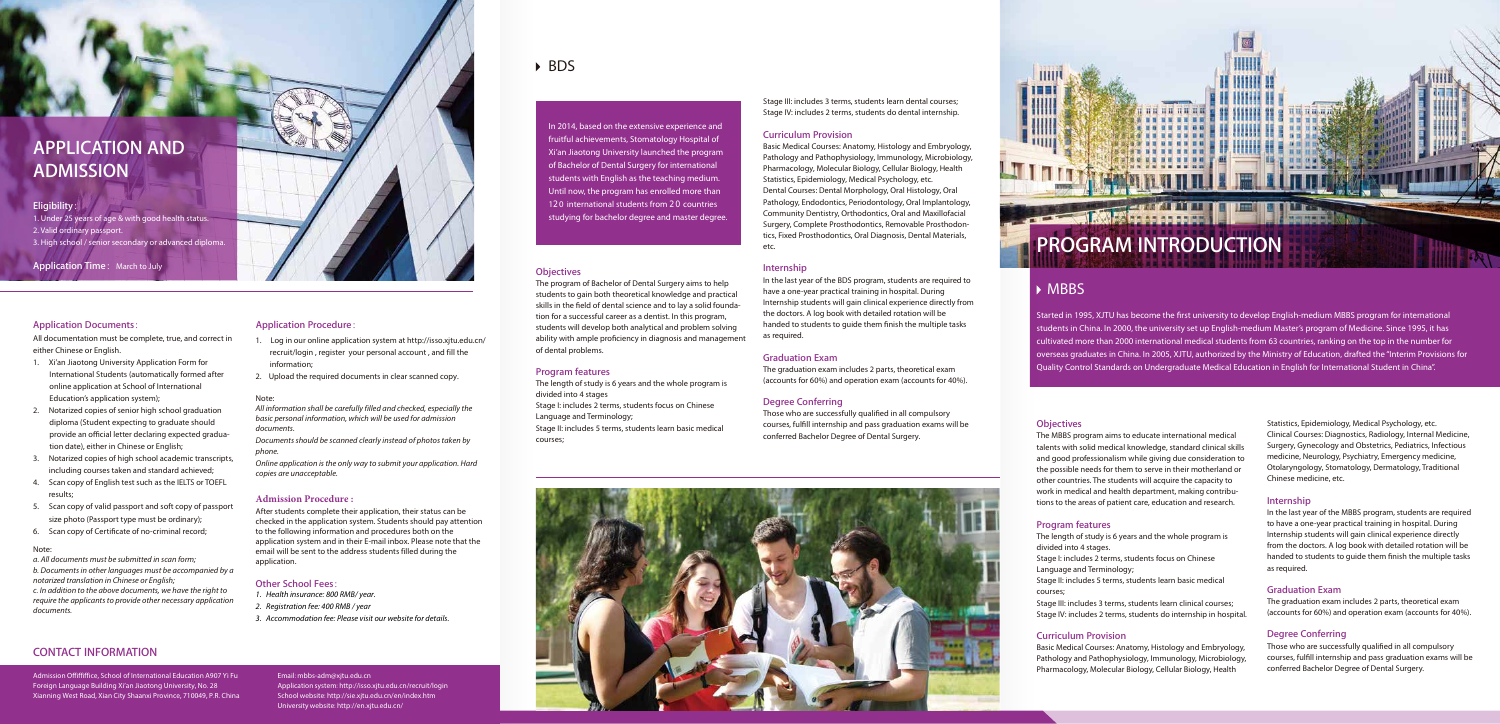# APPLICATION AND ADMISSION

**Eligibility**：

1. Under 25 years of age & with good health status.
2. Valid ordinary passport.
3. High school / senior secondary or advanced diploma.

**Application Time**： March to July

### Application Documents：

All documentation must be complete, true, and correct in either Chinese or English.

1. Xi'an Jiaotong University Application Form for International Students (automatically formed after online application at School of International Education's application system);
2. Notarized copies of senior high school graduation diploma (Student expecting to graduate should provide an official letter declaring expected graduation date), either in Chinese or English;
3. Notarized copies of high school academic transcripts, including courses taken and standard achieved;
4. Scan copy of English test such as the IELTS or TOEFL results;
5. Scan copy of valid passport and soft copy of passport size photo (Passport type must be ordinary);
6. Scan copy of Certificate of no-criminal record;

Note:

*a. All documents must be submitted in scan form;*

*b. Documents in other languages must be accompanied by a notarized translation in Chinese or English;*

*c. In addition to the above documents, we have the right to require the applicants to provide other necessary application documents.*

### Application Procedure：

1. Log in our online application system at http://isso.xjtu.edu.cn/recruit/login , register your personal account , and fill the information;
2. Upload the required documents in clear scanned copy.

Note:

*All information shall be carefully filled and checked, especially the basic personal information, which will be used for admission documents.*

*Documents should be scanned clearly instead of photos taken by phone.*

*Online application is the only way to submit your application. Hard copies are unacceptable.*

### Admission Procedure：

After students complete their application, their status can be checked in the application system. Students should pay attention to the following information and procedures both on the application system and in their E-mail inbox. Please note that the email will be sent to the address students filled during the application.

### Other School Fees：

*1. Health insurance: 800 RMB/ year.*

*2. Registration fee: 400 RMB / year*

*3. Accommodation fee: Please visit our website for details.*

## CONTACT INFORMATION

Admission Offiffiffice, School of International Education A907 Yi Fu Foreign Language Building Xi'an Jiaotong University, No. 28 Xianning West Road, Xian City Shaanxi Province, 710049, P.R. China

Email: mbbs-adm@xjtu.edu.cn
Application system: http://isso.xjtu.edu.cn/recruit/login
School website: http://sie.xjtu.edu.cn/en/index.htm
University website: http://en.xjtu.edu.cn/

## BDS

In 2014, based on the extensive experience and fruitful achievements, Stomatology Hospital of Xi'an Jiaotong University launched the program of Bachelor of Dental Surgery for international students with English as the teaching medium. Until now, the program has enrolled more than 120 international students from 20 countries studying for bachelor degree and master degree.

### Objectives

The program of Bachelor of Dental Surgery aims to help students to gain both theoretical knowledge and practical skills in the field of dental science and to lay a solid foundation for a successful career as a dentist. In this program, students will develop both analytical and problem solving ability with ample proficiency in diagnosis and management of dental problems.

### Program features

The length of study is 6 years and the whole program is divided into 4 stages

Stage I: includes 2 terms, students focus on Chinese Language and Terminology;

Stage II: includes 5 terms, students learn basic medical courses;

Stage III: includes 3 terms, students learn dental courses;

Stage IV: includes 2 terms, students do dental internship.

### Curriculum Provision

Basic Medical Courses: Anatomy, Histology and Embryology, Pathology and Pathophysiology, Immunology, Microbiology, Pharmacology, Molecular Biology, Cellular Biology, Health Statistics, Epidemiology, Medical Psychology, etc.

Dental Courses: Dental Morphology, Oral Histology, Oral Pathology, Endodontics, Periodontology, Oral Implantology, Community Dentistry, Orthodontics, Oral and Maxillofacial Surgery, Complete Prosthodontics, Removable Prosthodontics, Fixed Prosthodontics, Oral Diagnosis, Dental Materials, etc.

### Internship

In the last year of the BDS program, students are required to have a one-year practical training in hospital. During Internship students will gain clinical experience directly from the doctors. A log book with detailed rotation will be handed to students to guide them finish the multiple tasks as required.

### Graduation Exam

The graduation exam includes 2 parts, theoretical exam (accounts for 60%) and operation exam (accounts for 40%).

### Degree Conferring

Those who are successfully qualified in all compulsory courses, fulfill internship and pass graduation exams will be conferred Bachelor Degree of Dental Surgery.

# PROGRAM INTRODUCTION

## MBBS

Started in 1995, XJTU has become the first university to develop English-medium MBBS program for international students in China. In 2000, the university set up English-medium Master's program of Medicine. Since 1995, it has cultivated more than 2000 international medical students from 63 countries, ranking on the top in the number for overseas graduates in China. In 2005, XJTU, authorized by the Ministry of Education, drafted the "Interim Provisions for Quality Control Standards on Undergraduate Medical Education in English for International Student in China".

### Objectives

The MBBS program aims to educate international medical talents with solid medical knowledge, standard clinical skills and good professionalism while giving due consideration to the possible needs for them to serve in their motherland or other countries. The students will acquire the capacity to work in medical and health department, making contributions to the areas of patient care, education and research.

### Program features

The length of study is 6 years and the whole program is divided into 4 stages.

Stage I: includes 2 terms, students focus on Chinese Language and Terminology;

Stage II: includes 5 terms, students learn basic medical courses;

Stage III: includes 3 terms, students learn clinical courses;

Stage IV: includes 2 terms, students do internship in hospital.

### Curriculum Provision

Basic Medical Courses: Anatomy, Histology and Embryology, Pathology and Pathophysiology, Immunology, Microbiology, Pharmacology, Molecular Biology, Cellular Biology, Health Statistics, Epidemiology, Medical Psychology, etc.

Clinical Courses: Diagnostics, Radiology, Internal Medicine, Surgery, Gynecology and Obstetrics, Pediatrics, Infectious medicine, Neurology, Psychiatry, Emergency medicine, Otolaryngology, Stomatology, Dermatology, Traditional Chinese medicine, etc.

### Internship

In the last year of the MBBS program, students are required to have a one-year practical training in hospital. During Internship students will gain clinical experience directly from the doctors. A log book with detailed rotation will be handed to students to guide them finish the multiple tasks as required.

### Graduation Exam

The graduation exam includes 2 parts, theoretical exam (accounts for 60%) and operation exam (accounts for 40%).

### Degree Conferring

Those who are successfully qualified in all compulsory courses, fulfill internship and pass graduation exams will be conferred Bachelor Degree of Dental Surgery.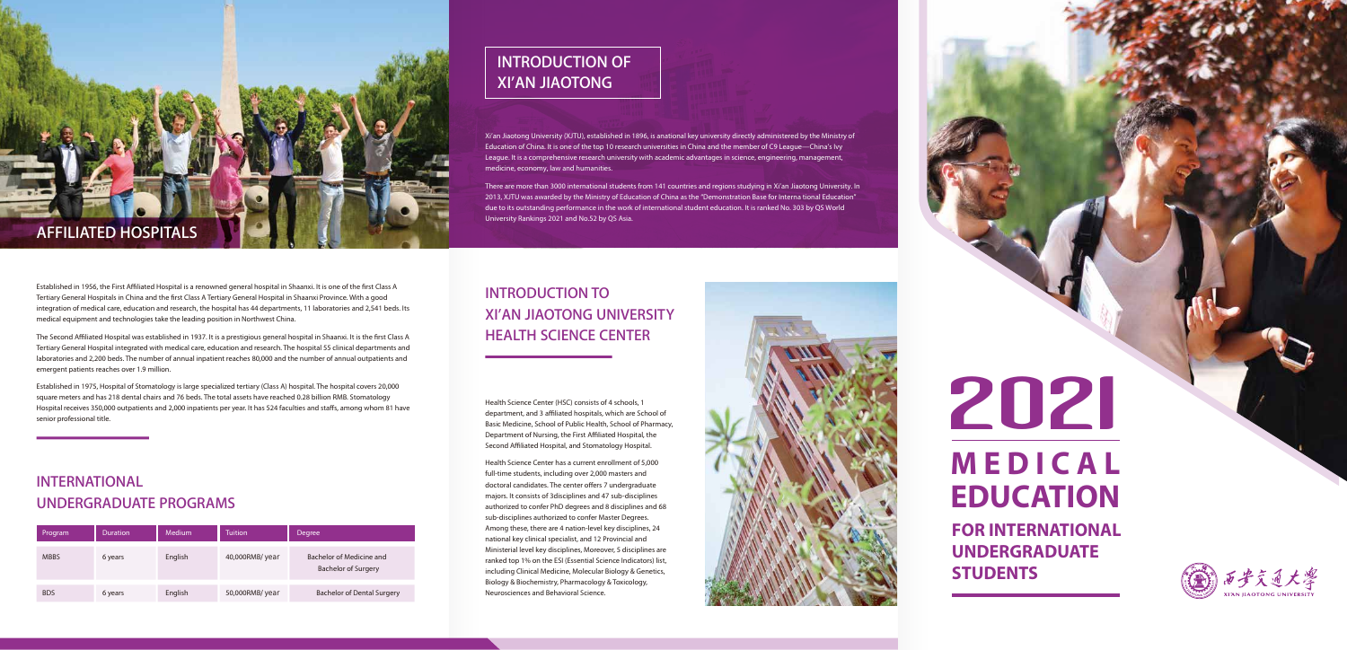# 2021 MEDICAL EDUCATION

## FOR INTERNATIONAL UNDERGRADUATE STUDENTS

## INTRODUCTION OF XI'AN JIAOTONG

Xi'an Jiaotong University (XJTU), established in 1896, is anational key university directly administered by the Ministry of Education of China. It is one of the top 10 research universities in China and the member of C9 League—China's Ivy League. It is a comprehensive research university with academic advantages in science, engineering, management, medicine, economy, law and humanities.

There are more than 3000 international students from 141 countries and regions studying in Xi'an Jiaotong University. In 2013, XJTU was awarded by the Ministry of Education of China as the "Demonstration Base for Interna tional Education" due to its outstanding performance in the work of international student education. It is ranked No. 303 by QS World University Rankings 2021 and No.52 by QS Asia.

## INTRODUCTION TO XI'AN JIAOTONG UNIVERSITY HEALTH SCIENCE CENTER

Health Science Center (HSC) consists of 4 schools, 1 department, and 3 affiliated hospitals, which are School of Basic Medicine, School of Public Health, School of Pharmacy, Department of Nursing, the First Affiliated Hospital, the Second Affiliated Hospital, and Stomatology Hospital.

Health Science Center has a current enrollment of 5,000 full-time students, including over 2,000 masters and doctoral candidates. The center offers 7 undergraduate majors. It consists of 3disciplines and 47 sub-disciplines authorized to confer PhD degrees and 8 disciplines and 68 sub-disciplines authorized to confer Master Degrees. Among these, there are 4 nation-level key disciplines, 24 national key clinical specialist, and 12 Provincial and Ministerial level key disciplines, Moreover, 5 disciplines are ranked top 1% on the ESI (Essential Science Indicators) list, including Clinical Medicine, Molecular Biology & Genetics, Biology & Biochemistry, Pharmacology & Toxicology, Neurosciences and Behavioral Science.

## AFFILIATED HOSPITALS

Established in 1956, the First Affiliated Hospital is a renowned general hospital in Shaanxi. It is one of the first Class A Tertiary General Hospitals in China and the first Class A Tertiary General Hospital in Shaanxi Province. With a good integration of medical care, education and research, the hospital has 44 departments, 11 laboratories and 2,541 beds. Its medical equipment and technologies take the leading position in Northwest China.

The Second Affiliated Hospital was established in 1937. It is a prestigious general hospital in Shaanxi. It is the first Class A Tertiary General Hospital integrated with medical care, education and research. The hospital 55 clinical departments and laboratories and 2,200 beds. The number of annual inpatient reaches 80,000 and the number of annual outpatients and emergent patients reaches over 1.9 million.

Established in 1975, Hospital of Stomatology is large specialized tertiary (Class A) hospital. The hospital covers 20,000 square meters and has 218 dental chairs and 76 beds. The total assets have reached 0.28 billion RMB. Stomatology Hospital receives 350,000 outpatients and 2,000 inpatients per year. It has 524 faculties and staffs, among whom 81 have senior professional title.

## INTERNATIONAL UNDERGRADUATE PROGRAMS

| Program | Duration | Medium | Tuition | Degree |
|---|---|---|---|---|
| MBBS | 6 years | English | 40,000RMB/ year | Bachelor of Medicine and Bachelor of Surgery |
| BDS | 6 years | English | 50,000RMB/ year | Bachelor of Dental Surgery |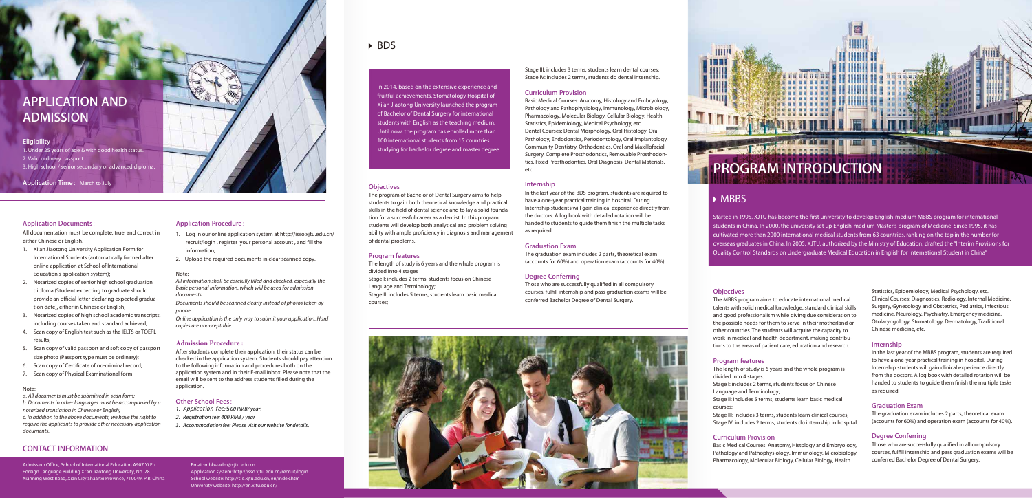# APPLICATION AND ADMISSION

**Eligibility**:

1. Under 25 years of age & with good health status.
2. Valid ordinary passport.
3. High school / senior secondary or advanced diploma.

**Application Time**: March to July

### Application Documents:

All documentation must be complete, true, and correct in either Chinese or English.

1. Xi'an Jiaotong University Application Form for International Students (automatically formed after online application at School of International Education's application system);
2. Notarized copies of senior high school graduation diploma (Student expecting to graduate should provide an official letter declaring expected graduation date), either in Chinese or English;
3. Notarized copies of high school academic transcripts, including courses taken and standard achieved;
4. Scan copy of English test such as the IELTS or TOEFL results;
5. Scan copy of valid passport and soft copy of passport size photo (Passport type must be ordinary);
6. Scan copy of Certificate of no-criminal record;
7. Scan copy of Physical Examinational form.

Note:

*a. All documents must be submitted in scan form;*
*b. Documents in other languages must be accompanied by a notarized translation in Chinese or English;*
*c. In addition to the above documents, we have the right to require the applicants to provide other necessary application documents.*

### Application Procedure:

1. Log in our online application system at http://isso.xjtu.edu.cn/recruit/login , register your personal account , and fill the information;
2. Upload the required documents in clear scanned copy.

Note:

*All information shall be carefully filled and checked, especially the basic personal information, which will be used for admission documents.*

*Documents should be scanned clearly instead of photos taken by phone.*

*Online application is the only way to submit your application. Hard copies are unacceptable.*

### Admission Procedure :

After students complete their application, their status can be checked in the application system. Students should pay attention to the following information and procedures both on the application system and in their E-mail inbox. Please note that the email will be sent to the address students filled during the application.

### Other School Fees:

*1. Application fee: 500 RMB/ year.*
*2. Registration fee: 400 RMB / year*
*3. Accommodation fee: Please visit our website for details.*

## CONTACT INFORMATION

Admission Office, School of International Education A907 Yi Fu Foreign Language Building Xi'an Jiaotong University, No. 28 Xianning West Road, Xian City Shaanxi Province, 710049, P.R. China

Email: mbbs-adm@xjtu.edu.cn
Application system: http://isso.xjtu.edu.cn/recruit/login
School website: http://sie.xjtu.edu.cn/en/index.htm
University website: http://en.xjtu.edu.cn/

## BDS

In 2014, based on the extensive experience and fruitful achievements, Stomatology Hospital of Xi'an Jiaotong University launched the program of Bachelor of Dental Surgery for international students with English as the teaching medium. Until now, the program has enrolled more than 100 international students from 15 countries studying for bachelor degree and master degree.

### Objectives

The program of Bachelor of Dental Surgery aims to help students to gain both theoretical knowledge and practical skills in the field of dental science and to lay a solid foundation for a successful career as a dentist. In this program, students will develop both analytical and problem solving ability with ample proficiency in diagnosis and management of dental problems.

### Program features

The length of study is 6 years and the whole program is divided into 4 stages

Stage I: includes 2 terms, students focus on Chinese Language and Terminology;

Stage II: includes 5 terms, students learn basic medical courses;

Stage III: includes 3 terms, students learn dental courses;

Stage IV: includes 2 terms, students do dental internship.

### Curriculum Provision

Basic Medical Courses: Anatomy, Histology and Embryology, Pathology and Pathophysiology, Immunology, Microbiology, Pharmacology, Molecular Biology, Cellular Biology, Health Statistics, Epidemiology, Medical Psychology, etc.

Dental Courses: Dental Morphology, Oral Histology, Oral Pathology, Endodontics, Periodontology, Oral Implantology, Community Dentistry, Orthodontics, Oral and Maxillofacial Surgery, Complete Prosthodontics, Removable Prosthodontics, Fixed Prosthodontics, Oral Diagnosis, Dental Materials, etc.

### Internship

In the last year of the BDS program, students are required to have a one-year practical training in hospital. During Internship students will gain clinical experience directly from the doctors. A log book with detailed rotation will be handed to students to guide them finish the multiple tasks as required.

### Graduation Exam

The graduation exam includes 2 parts, theoretical exam (accounts for 60%) and operation exam (accounts for 40%).

### Degree Conferring

Those who are successfully qualified in all compulsory courses, fulfill internship and pass graduation exams will be conferred Bachelor Degree of Dental Surgery.

# PROGRAM INTRODUCTION

## MBBS

Started in 1995, XJTU has become the first university to develop English-medium MBBS program for international students in China. In 2000, the university set up English-medium Master's program of Medicine. Since 1995, it has cultivated more than 2000 international medical students from 63 countries, ranking on the top in the number for overseas graduates in China. In 2005, XJTU, authorized by the Ministry of Education, drafted the "Interim Provisions for Quality Control Standards on Undergraduate Medical Education in English for International Student in China".

### Objectives

The MBBS program aims to educate international medical talents with solid medical knowledge, standard clinical skills and good professionalism while giving due consideration to the possible needs for them to serve in their motherland or other countries. The students will acquire the capacity to work in medical and health department, making contributions to the areas of patient care, education and research.

### Program features

The length of study is 6 years and the whole program is divided into 4 stages.

Stage I: includes 2 terms, students focus on Chinese Language and Terminology;

Stage II: includes 5 terms, students learn basic medical courses;

Stage III: includes 3 terms, students learn clinical courses;

Stage IV: includes 2 terms, students do internship in hospital.

### Curriculum Provision

Basic Medical Courses: Anatomy, Histology and Embryology, Pathology and Pathophysiology, Immunology, Microbiology, Pharmacology, Molecular Biology, Cellular Biology, Health Statistics, Epidemiology, Medical Psychology, etc.

Clinical Courses: Diagnostics, Radiology, Internal Medicine, Surgery, Gynecology and Obstetrics, Pediatrics, Infectious medicine, Neurology, Psychiatry, Emergency medicine, Otolaryngology, Stomatology, Dermatology, Traditional Chinese medicine, etc.

### Internship

In the last year of the MBBS program, students are required to have a one-year practical training in hospital. During Internship students will gain clinical experience directly from the doctors. A log book with detailed rotation will be handed to students to guide them finish the multiple tasks as required.

### Graduation Exam

The graduation exam includes 2 parts, theoretical exam (accounts for 60%) and operation exam (accounts for 40%).

### Degree Conferring

Those who are successfully qualified in all compulsory courses, fulfill internship and pass graduation exams will be conferred Bachelor Degree of Dental Surgery.